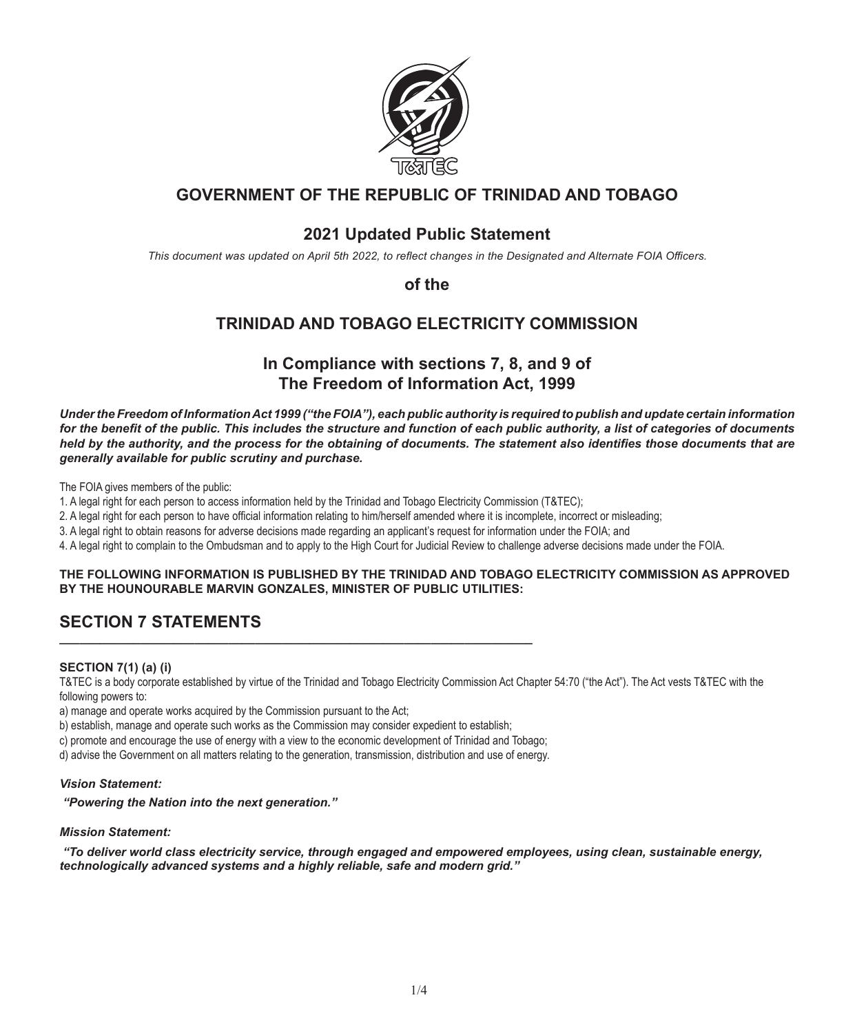# GOVERNMENT OF THE REPUBLIC OF TRINIDAD AND TOBAGO

## 2021 Updated Public Statement

*This document was updated on April 5th 2022, to reflect changes in the Designated and Alternate FOIA Officers.*

**of the**

## TRINIDAD AND TOBAGO ELECTRICITY COMMISSION

## In Compliance with sections 7, 8, and 9 of The Freedom of Information Act, 1999

***Under the Freedom of Information Act 1999 ("the FOIA"), each public authority is required to publish and update certain information for the benefit of the public. This includes the structure and function of each public authority, a list of categories of documents held by the authority, and the process for the obtaining of documents. The statement also identifies those documents that are generally available for public scrutiny and purchase.***

The FOIA gives members of the public:

1. A legal right for each person to access information held by the Trinidad and Tobago Electricity Commission (T&TEC);
2. A legal right for each person to have official information relating to him/herself amended where it is incomplete, incorrect or misleading;
3. A legal right to obtain reasons for adverse decisions made regarding an applicant's request for information under the FOIA; and
4. A legal right to complain to the Ombudsman and to apply to the High Court for Judicial Review to challenge adverse decisions made under the FOIA.

**THE FOLLOWING INFORMATION IS PUBLISHED BY THE TRINIDAD AND TOBAGO ELECTRICITY COMMISSION AS APPROVED BY THE HOUNOURABLE MARVIN GONZALES, MINISTER OF PUBLIC UTILITIES:**

## SECTION 7 STATEMENTS

#### SECTION 7(1) (a) (i)

T&TEC is a body corporate established by virtue of the Trinidad and Tobago Electricity Commission Act Chapter 54:70 ("the Act"). The Act vests T&TEC with the following powers to:

a) manage and operate works acquired by the Commission pursuant to the Act;

b) establish, manage and operate such works as the Commission may consider expedient to establish;

c) promote and encourage the use of energy with a view to the economic development of Trinidad and Tobago;

d) advise the Government on all matters relating to the generation, transmission, distribution and use of energy.

***Vision Statement:***

***"Powering the Nation into the next generation."***

***Mission Statement:***

***"To deliver world class electricity service, through engaged and empowered employees, using clean, sustainable energy, technologically advanced systems and a highly reliable, safe and modern grid."***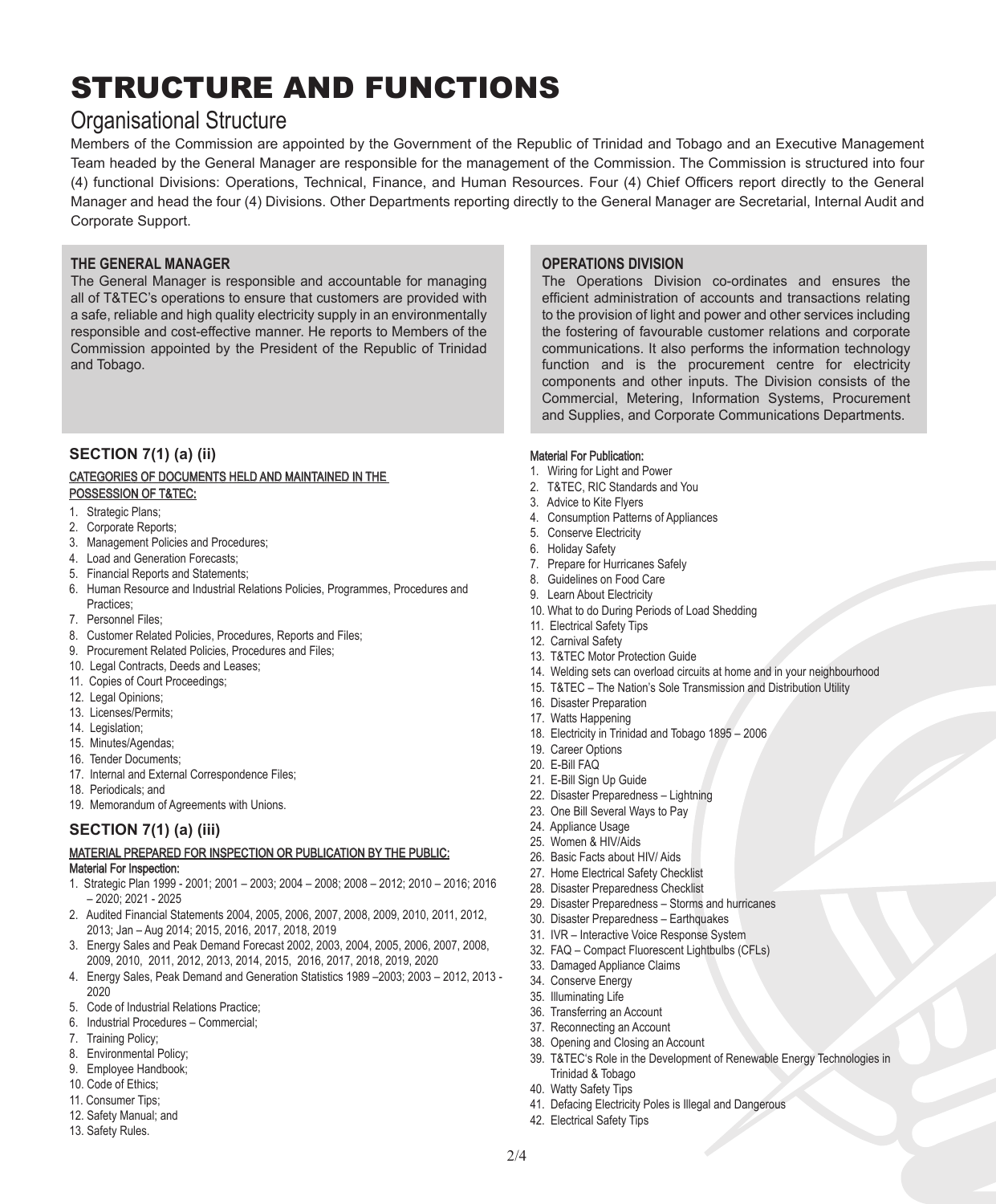# STRUCTURE AND FUNCTIONS

## Organisational Structure

Members of the Commission are appointed by the Government of the Republic of Trinidad and Tobago and an Executive Management Team headed by the General Manager are responsible for the management of the Commission. The Commission is structured into four (4) functional Divisions: Operations, Technical, Finance, and Human Resources. Four (4) Chief Officers report directly to the General Manager and head the four (4) Divisions. Other Departments reporting directly to the General Manager are Secretarial, Internal Audit and Corporate Support.

**THE GENERAL MANAGER**

The General Manager is responsible and accountable for managing all of T&TEC's operations to ensure that customers are provided with a safe, reliable and high quality electricity supply in an environmentally responsible and cost-effective manner. He reports to Members of the Commission appointed by the President of the Republic of Trinidad and Tobago.

**OPERATIONS DIVISION**

The Operations Division co-ordinates and ensures the efficient administration of accounts and transactions relating to the provision of light and power and other services including the fostering of favourable customer relations and corporate communications. It also performs the information technology function and is the procurement centre for electricity components and other inputs. The Division consists of the Commercial, Metering, Information Systems, Procurement and Supplies, and Corporate Communications Departments.

### SECTION 7(1) (a) (ii)

CATEGORIES OF DOCUMENTS HELD AND MAINTAINED IN THE POSSESSION OF T&TEC:

1. Strategic Plans;
2. Corporate Reports;
3. Management Policies and Procedures;
4. Load and Generation Forecasts;
5. Financial Reports and Statements;
6. Human Resource and Industrial Relations Policies, Programmes, Procedures and Practices;
7. Personnel Files;
8. Customer Related Policies, Procedures, Reports and Files;
9. Procurement Related Policies, Procedures and Files;
10. Legal Contracts, Deeds and Leases;
11. Copies of Court Proceedings;
12. Legal Opinions;
13. Licenses/Permits;
14. Legislation;
15. Minutes/Agendas;
16. Tender Documents;
17. Internal and External Correspondence Files;
18. Periodicals; and
19. Memorandum of Agreements with Unions.

### SECTION 7(1) (a) (iii)

MATERIAL PREPARED FOR INSPECTION OR PUBLICATION BY THE PUBLIC:

Material For Inspection:

1. Strategic Plan 1999 - 2001; 2001 – 2003; 2004 – 2008; 2008 – 2012; 2010 – 2016; 2016 – 2020; 2021 - 2025
2. Audited Financial Statements 2004, 2005, 2006, 2007, 2008, 2009, 2010, 2011, 2012, 2013; Jan – Aug 2014; 2015, 2016, 2017, 2018, 2019
3. Energy Sales and Peak Demand Forecast 2002, 2003, 2004, 2005, 2006, 2007, 2008, 2009, 2010, 2011, 2012, 2013, 2014, 2015, 2016, 2017, 2018, 2019, 2020
4. Energy Sales, Peak Demand and Generation Statistics 1989 –2003; 2003 – 2012, 2013 - 2020
5. Code of Industrial Relations Practice;
6. Industrial Procedures – Commercial;
7. Training Policy;
8. Environmental Policy;
9. Employee Handbook;
10. Code of Ethics;
11. Consumer Tips;
12. Safety Manual; and
13. Safety Rules.

Material For Publication:

1. Wiring for Light and Power
2. T&TEC, RIC Standards and You
3. Advice to Kite Flyers
4. Consumption Patterns of Appliances
5. Conserve Electricity
6. Holiday Safety
7. Prepare for Hurricanes Safely
8. Guidelines on Food Care
9. Learn About Electricity
10. What to do During Periods of Load Shedding
11. Electrical Safety Tips
12. Carnival Safety
13. T&TEC Motor Protection Guide
14. Welding sets can overload circuits at home and in your neighbourhood
15. T&TEC – The Nation's Sole Transmission and Distribution Utility
16. Disaster Preparation
17. Watts Happening
18. Electricity in Trinidad and Tobago 1895 – 2006
19. Career Options
20. E-Bill FAQ
21. E-Bill Sign Up Guide
22. Disaster Preparedness – Lightning
23. One Bill Several Ways to Pay
24. Appliance Usage
25. Women & HIV/Aids
26. Basic Facts about HIV/ Aids
27. Home Electrical Safety Checklist
28. Disaster Preparedness Checklist
29. Disaster Preparedness – Storms and hurricanes
30. Disaster Preparedness – Earthquakes
31. IVR – Interactive Voice Response System
32. FAQ – Compact Fluorescent Lightbulbs (CFLs)
33. Damaged Appliance Claims
34. Conserve Energy
35. Illuminating Life
36. Transferring an Account
37. Reconnecting an Account
38. Opening and Closing an Account
39. T&TEC's Role in the Development of Renewable Energy Technologies in Trinidad & Tobago
40. Watty Safety Tips
41. Defacing Electricity Poles is Illegal and Dangerous
42. Electrical Safety Tips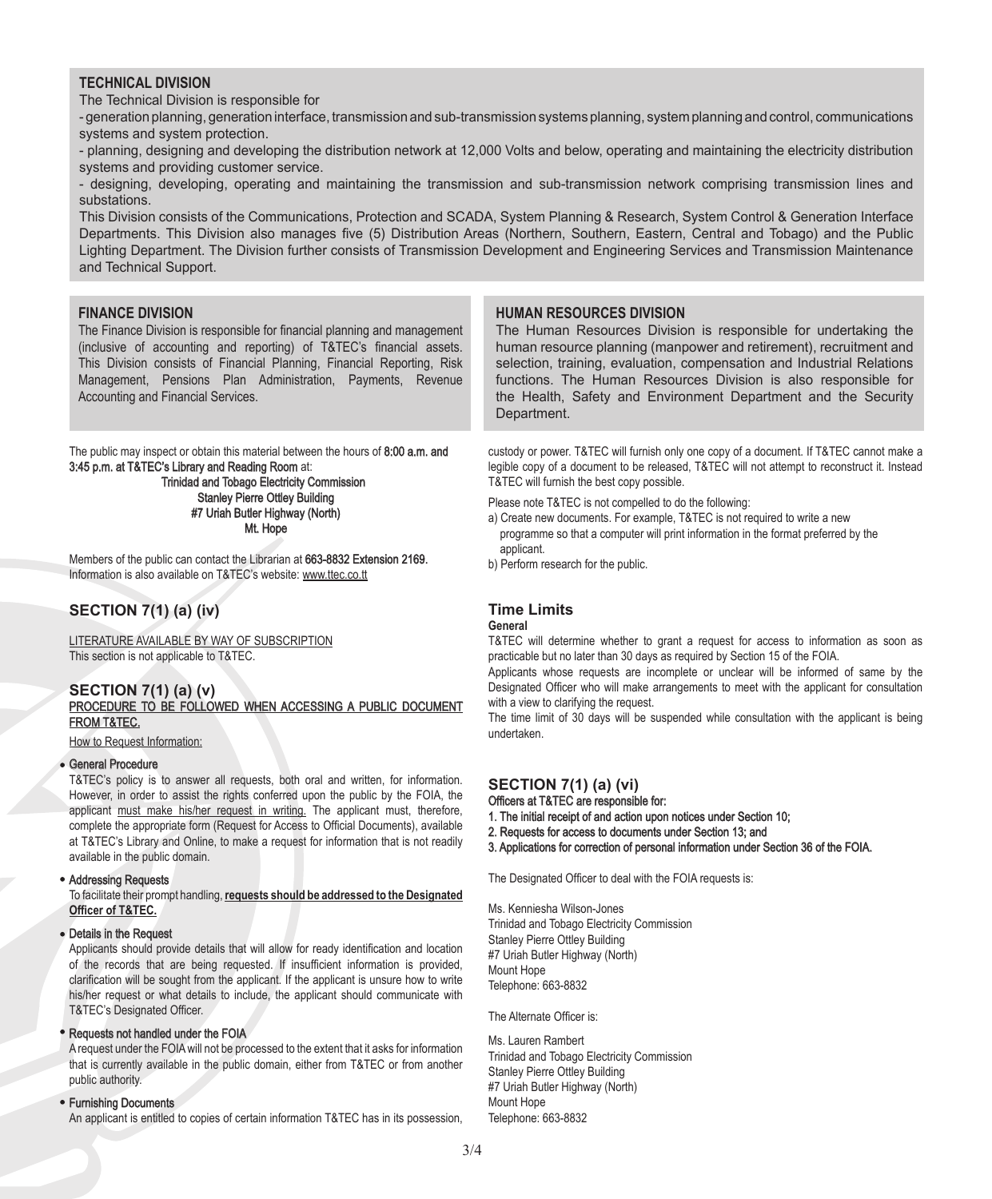## TECHNICAL DIVISION

The Technical Division is responsible for

- generation planning, generation interface, transmission and sub-transmission systems planning, system planning and control, communications systems and system protection.
- planning, designing and developing the distribution network at 12,000 Volts and below, operating and maintaining the electricity distribution systems and providing customer service.
- designing, developing, operating and maintaining the transmission and sub-transmission network comprising transmission lines and substations.

This Division consists of the Communications, Protection and SCADA, System Planning & Research, System Control & Generation Interface Departments. This Division also manages five (5) Distribution Areas (Northern, Southern, Eastern, Central and Tobago) and the Public Lighting Department. The Division further consists of Transmission Development and Engineering Services and Transmission Maintenance and Technical Support.

## FINANCE DIVISION

The Finance Division is responsible for financial planning and management (inclusive of accounting and reporting) of T&TEC's financial assets. This Division consists of Financial Planning, Financial Reporting, Risk Management, Pensions Plan Administration, Payments, Revenue Accounting and Financial Services.

## HUMAN RESOURCES DIVISION

The Human Resources Division is responsible for undertaking the human resource planning (manpower and retirement), recruitment and selection, training, evaluation, compensation and Industrial Relations functions. The Human Resources Division is also responsible for the Health, Safety and Environment Department and the Security Department.

The public may inspect or obtain this material between the hours of **8:00 a.m. and 3:45 p.m. at T&TEC's Library and Reading Room** at:

**Trinidad and Tobago Electricity Commission**
**Stanley Pierre Ottley Building**
**#7 Uriah Butler Highway (North)**
**Mt. Hope**

Members of the public can contact the Librarian at **663-8832 Extension 2169.** Information is also available on T&TEC's website: www.ttec.co.tt

## SECTION 7(1) (a) (iv)

LITERATURE AVAILABLE BY WAY OF SUBSCRIPTION

This section is not applicable to T&TEC.

## SECTION 7(1) (a) (v)

**PROCEDURE TO BE FOLLOWED WHEN ACCESSING A PUBLIC DOCUMENT FROM T&TEC.**

How to Request Information:

- **General Procedure**

  T&TEC's policy is to answer all requests, both oral and written, for information. However, in order to assist the rights conferred upon the public by the FOIA, the applicant must make his/her request in writing. The applicant must, therefore, complete the appropriate form (Request for Access to Official Documents), available at T&TEC's Library and Online, to make a request for information that is not readily available in the public domain.

- **Addressing Requests**

  To facilitate their prompt handling, **requests should be addressed to the Designated Officer of T&TEC.**

- **Details in the Request**

  Applicants should provide details that will allow for ready identification and location of the records that are being requested. If insufficient information is provided, clarification will be sought from the applicant. If the applicant is unsure how to write his/her request or what details to include, the applicant should communicate with T&TEC's Designated Officer.

- **Requests not handled under the FOIA**

  A request under the FOIA will not be processed to the extent that it asks for information that is currently available in the public domain, either from T&TEC or from another public authority.

- **Furnishing Documents**

  An applicant is entitled to copies of certain information T&TEC has in its possession, custody or power. T&TEC will furnish only one copy of a document. If T&TEC cannot make a legible copy of a document to be released, T&TEC will not attempt to reconstruct it. Instead T&TEC will furnish the best copy possible.

Please note T&TEC is not compelled to do the following:

a) Create new documents. For example, T&TEC is not required to write a new programme so that a computer will print information in the format preferred by the applicant.

b) Perform research for the public.

## Time Limits

**General**

T&TEC will determine whether to grant a request for access to information as soon as practicable but no later than 30 days as required by Section 15 of the FOIA.

Applicants whose requests are incomplete or unclear will be informed of same by the Designated Officer who will make arrangements to meet with the applicant for consultation with a view to clarifying the request.

The time limit of 30 days will be suspended while consultation with the applicant is being undertaken.

## SECTION 7(1) (a) (vi)

**Officers at T&TEC are responsible for:**

1. **The initial receipt of and action upon notices under Section 10;**
2. **Requests for access to documents under Section 13; and**
3. **Applications for correction of personal information under Section 36 of the FOIA.**

The Designated Officer to deal with the FOIA requests is:

Ms. Kenniesha Wilson-Jones
Trinidad and Tobago Electricity Commission
Stanley Pierre Ottley Building
#7 Uriah Butler Highway (North)
Mount Hope
Telephone: 663-8832

The Alternate Officer is:

Ms. Lauren Rambert
Trinidad and Tobago Electricity Commission
Stanley Pierre Ottley Building
#7 Uriah Butler Highway (North)
Mount Hope
Telephone: 663-8832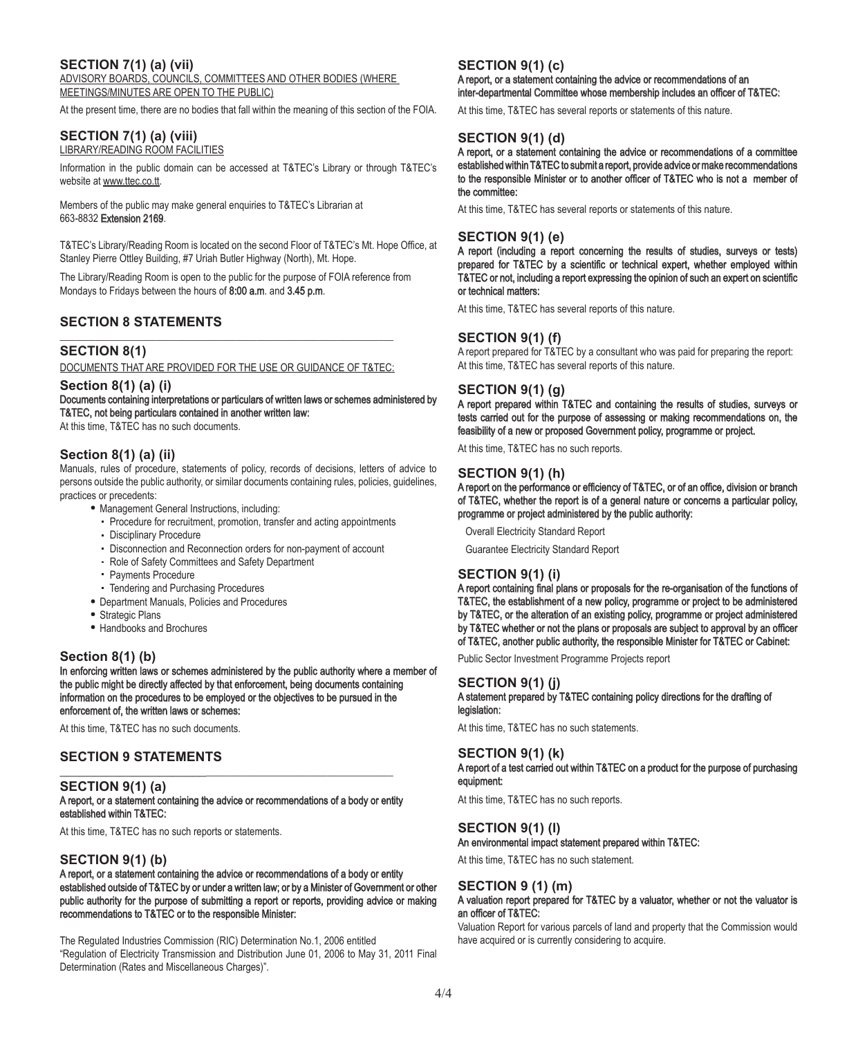## SECTION 7(1) (a) (vii)

ADVISORY BOARDS, COUNCILS, COMMITTEES AND OTHER BODIES (WHERE MEETINGS/MINUTES ARE OPEN TO THE PUBLIC)

At the present time, there are no bodies that fall within the meaning of this section of the FOIA.

## SECTION 7(1) (a) (viii)

LIBRARY/READING ROOM FACILITIES

Information in the public domain can be accessed at T&TEC's Library or through T&TEC's website at www.ttec.co.tt.

Members of the public may make general enquiries to T&TEC's Librarian at 663-8832 **Extension 2169**.

T&TEC's Library/Reading Room is located on the second Floor of T&TEC's Mt. Hope Office, at Stanley Pierre Ottley Building, #7 Uriah Butler Highway (North), Mt. Hope.

The Library/Reading Room is open to the public for the purpose of FOIA reference from Mondays to Fridays between the hours of **8:00 a.m**. and **3.45 p.m**.

# SECTION 8 STATEMENTS

## SECTION 8(1)

DOCUMENTS THAT ARE PROVIDED FOR THE USE OR GUIDANCE OF T&TEC:

### Section 8(1) (a) (i)

**Documents containing interpretations or particulars of written laws or schemes administered by T&TEC, not being particulars contained in another written law:**

At this time, T&TEC has no such documents.

### Section 8(1) (a) (ii)

Manuals, rules of procedure, statements of policy, records of decisions, letters of advice to persons outside the public authority, or similar documents containing rules, policies, guidelines, practices or precedents:

- Management General Instructions, including:
  - Procedure for recruitment, promotion, transfer and acting appointments
  - Disciplinary Procedure
  - Disconnection and Reconnection orders for non-payment of account
  - Role of Safety Committees and Safety Department
  - Payments Procedure
  - Tendering and Purchasing Procedures
- Department Manuals, Policies and Procedures
- Strategic Plans
- Handbooks and Brochures

### Section 8(1) (b)

**In enforcing written laws or schemes administered by the public authority where a member of the public might be directly affected by that enforcement, being documents containing information on the procedures to be employed or the objectives to be pursued in the enforcement of, the written laws or schemes:**

At this time, T&TEC has no such documents.

# SECTION 9 STATEMENTS

## SECTION 9(1) (a)

**A report, or a statement containing the advice or recommendations of a body or entity established within T&TEC:**

At this time, T&TEC has no such reports or statements.

## SECTION 9(1) (b)

**A report, or a statement containing the advice or recommendations of a body or entity established outside of T&TEC by or under a written law; or by a Minister of Government or other public authority for the purpose of submitting a report or reports, providing advice or making recommendations to T&TEC or to the responsible Minister:**

The Regulated Industries Commission (RIC) Determination No.1, 2006 entitled "Regulation of Electricity Transmission and Distribution June 01, 2006 to May 31, 2011 Final Determination (Rates and Miscellaneous Charges)".

## SECTION 9(1) (c)

**A report, or a statement containing the advice or recommendations of an inter-departmental Committee whose membership includes an officer of T&TEC:**

At this time, T&TEC has several reports or statements of this nature.

## SECTION 9(1) (d)

**A report, or a statement containing the advice or recommendations of a committee established within T&TEC to submit a report, provide advice or make recommendations to the responsible Minister or to another officer of T&TEC who is not a member of the committee:**

At this time, T&TEC has several reports or statements of this nature.

## SECTION 9(1) (e)

**A report (including a report concerning the results of studies, surveys or tests) prepared for T&TEC by a scientific or technical expert, whether employed within T&TEC or not, including a report expressing the opinion of such an expert on scientific or technical matters:**

At this time, T&TEC has several reports of this nature.

## SECTION 9(1) (f)

A report prepared for T&TEC by a consultant who was paid for preparing the report:

At this time, T&TEC has several reports of this nature.

## SECTION 9(1) (g)

**A report prepared within T&TEC and containing the results of studies, surveys or tests carried out for the purpose of assessing or making recommendations on, the feasibility of a new or proposed Government policy, programme or project.**

At this time, T&TEC has no such reports.

## SECTION 9(1) (h)

**A report on the performance or efficiency of T&TEC, or of an office, division or branch of T&TEC, whether the report is of a general nature or concerns a particular policy, programme or project administered by the public authority:**

Overall Electricity Standard Report

Guarantee Electricity Standard Report

## SECTION 9(1) (i)

**A report containing final plans or proposals for the re-organisation of the functions of T&TEC, the establishment of a new policy, programme or project to be administered by T&TEC, or the alteration of an existing policy, programme or project administered by T&TEC whether or not the plans or proposals are subject to approval by an officer of T&TEC, another public authority, the responsible Minister for T&TEC or Cabinet:**

Public Sector Investment Programme Projects report

## SECTION 9(1) (j)

**A statement prepared by T&TEC containing policy directions for the drafting of legislation:**

At this time, T&TEC has no such statements.

## SECTION 9(1) (k)

**A report of a test carried out within T&TEC on a product for the purpose of purchasing equipment:**

At this time, T&TEC has no such reports.

## SECTION 9(1) (l)

**An environmental impact statement prepared within T&TEC:**

At this time, T&TEC has no such statement.

## SECTION 9 (1) (m)

**A valuation report prepared for T&TEC by a valuator, whether or not the valuator is an officer of T&TEC:**

Valuation Report for various parcels of land and property that the Commission would have acquired or is currently considering to acquire.